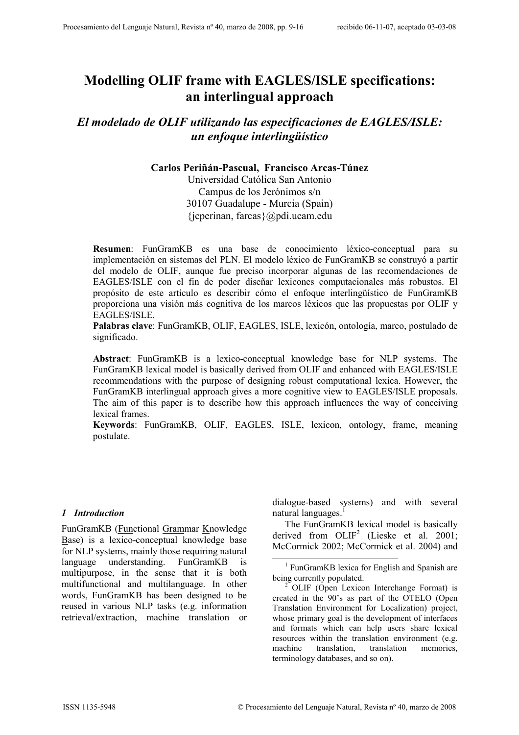# Modelling OLIF frame with EAGLES/ISLE specifications: an interlingual approach

## *El modelado de OLIF utilizando las especificaciones de EAGLES/ISLE: un enfoque interlingüístico*

**Carlos Periñán-Pascual, Francisco Arcas-Túnez**
Universidad Católica San Antonio
Campus de los Jerónimos s/n
30107 Guadalupe - Murcia (Spain)
{jcperinan, farcas}@pdi.ucam.edu

**Resumen**: FunGramKB es una base de conocimiento léxico-conceptual para su implementación en sistemas del PLN. El modelo léxico de FunGramKB se construyó a partir del modelo de OLIF, aunque fue preciso incorporar algunas de las recomendaciones de EAGLES/ISLE con el fin de poder diseñar lexicones computacionales más robustos. El propósito de este artículo es describir cómo el enfoque interlingüístico de FunGramKB proporciona una visión más cognitiva de los marcos léxicos que las propuestas por OLIF y EAGLES/ISLE.
**Palabras clave**: FunGramKB, OLIF, EAGLES, ISLE, lexicón, ontología, marco, postulado de significado.

**Abstract**: FunGramKB is a lexico-conceptual knowledge base for NLP systems. The FunGramKB lexical model is basically derived from OLIF and enhanced with EAGLES/ISLE recommendations with the purpose of designing robust computational lexica. However, the FunGramKB interlingual approach gives a more cognitive view to EAGLES/ISLE proposals. The aim of this paper is to describe how this approach influences the way of conceiving lexical frames.
**Keywords**: FunGramKB, OLIF, EAGLES, ISLE, lexicon, ontology, frame, meaning postulate.

### *1 Introduction*

FunGramKB (Functional Grammar Knowledge Base) is a lexico-conceptual knowledge base for NLP systems, mainly those requiring natural language understanding. FunGramKB is multipurpose, in the sense that it is both multifunctional and multilanguage. In other words, FunGramKB has been designed to be reused in various NLP tasks (e.g. information retrieval/extraction, machine translation or dialogue-based systems) and with several natural languages.[1]

The FunGramKB lexical model is basically derived from OLIF[2] (Lieske et al. 2001; McCormick 2002; McCormick et al. 2004) and

[1] FunGramKB lexica for English and Spanish are being currently populated.

[2] OLIF (Open Lexicon Interchange Format) is created in the 90's as part of the OTELO (Open Translation Environment for Localization) project, whose primary goal is the development of interfaces and formats which can help users share lexical resources within the translation environment (e.g. machine translation, translation memories, terminology databases, and so on).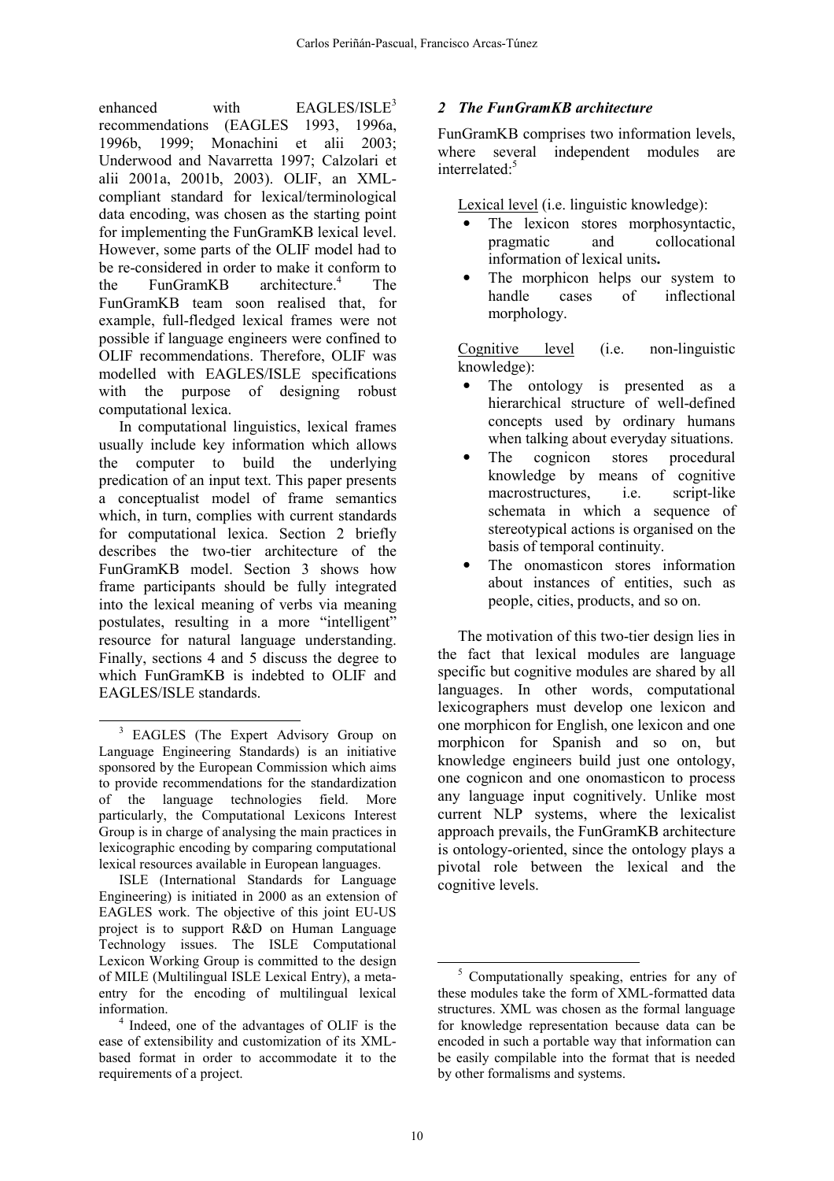enhanced with EAGLES/ISLE[3] recommendations (EAGLES 1993, 1996a, 1996b, 1999; Monachini et alii 2003; Underwood and Navarretta 1997; Calzolari et alii 2001a, 2001b, 2003). OLIF, an XML-compliant standard for lexical/terminological data encoding, was chosen as the starting point for implementing the FunGramKB lexical level. However, some parts of the OLIF model had to be re-considered in order to make it conform to the FunGramKB architecture.[4] The FunGramKB team soon realised that, for example, full-fledged lexical frames were not possible if language engineers were confined to OLIF recommendations. Therefore, OLIF was modelled with EAGLES/ISLE specifications with the purpose of designing robust computational lexica.

In computational linguistics, lexical frames usually include key information which allows the computer to build the underlying predication of an input text. This paper presents a conceptualist model of frame semantics which, in turn, complies with current standards for computational lexica. Section 2 briefly describes the two-tier architecture of the FunGramKB model. Section 3 shows how frame participants should be fully integrated into the lexical meaning of verbs via meaning postulates, resulting in a more "intelligent" resource for natural language understanding. Finally, sections 4 and 5 discuss the degree to which FunGramKB is indebted to OLIF and EAGLES/ISLE standards.

## 2 The FunGramKB architecture

FunGramKB comprises two information levels, where several independent modules are interrelated:[5]

Lexical level (i.e. linguistic knowledge):

- The lexicon stores morphosyntactic, pragmatic and collocational information of lexical units**.**
- The morphicon helps our system to handle cases of inflectional morphology.

Cognitive level (i.e. non-linguistic knowledge):

- The ontology is presented as a hierarchical structure of well-defined concepts used by ordinary humans when talking about everyday situations.
- The cognicon stores procedural knowledge by means of cognitive macrostructures, i.e. script-like schemata in which a sequence of stereotypical actions is organised on the basis of temporal continuity.
- The onomasticon stores information about instances of entities, such as people, cities, products, and so on.

The motivation of this two-tier design lies in the fact that lexical modules are language specific but cognitive modules are shared by all languages. In other words, computational lexicographers must develop one lexicon and one morphicon for English, one lexicon and one morphicon for Spanish and so on, but knowledge engineers build just one ontology, one cognicon and one onomasticon to process any language input cognitively. Unlike most current NLP systems, where the lexicalist approach prevails, the FunGramKB architecture is ontology-oriented, since the ontology plays a pivotal role between the lexical and the cognitive levels.

---

[3] EAGLES (The Expert Advisory Group on Language Engineering Standards) is an initiative sponsored by the European Commission which aims to provide recommendations for the standardization of the language technologies field. More particularly, the Computational Lexicons Interest Group is in charge of analysing the main practices in lexicographic encoding by comparing computational lexical resources available in European languages.

ISLE (International Standards for Language Engineering) is initiated in 2000 as an extension of EAGLES work. The objective of this joint EU-US project is to support R&D on Human Language Technology issues. The ISLE Computational Lexicon Working Group is committed to the design of MILE (Multilingual ISLE Lexical Entry), a meta-entry for the encoding of multilingual lexical information.

[4] Indeed, one of the advantages of OLIF is the ease of extensibility and customization of its XML-based format in order to accommodate it to the requirements of a project.

[5] Computationally speaking, entries for any of these modules take the form of XML-formatted data structures. XML was chosen as the formal language for knowledge representation because data can be encoded in such a portable way that information can be easily compilable into the format that is needed by other formalisms and systems.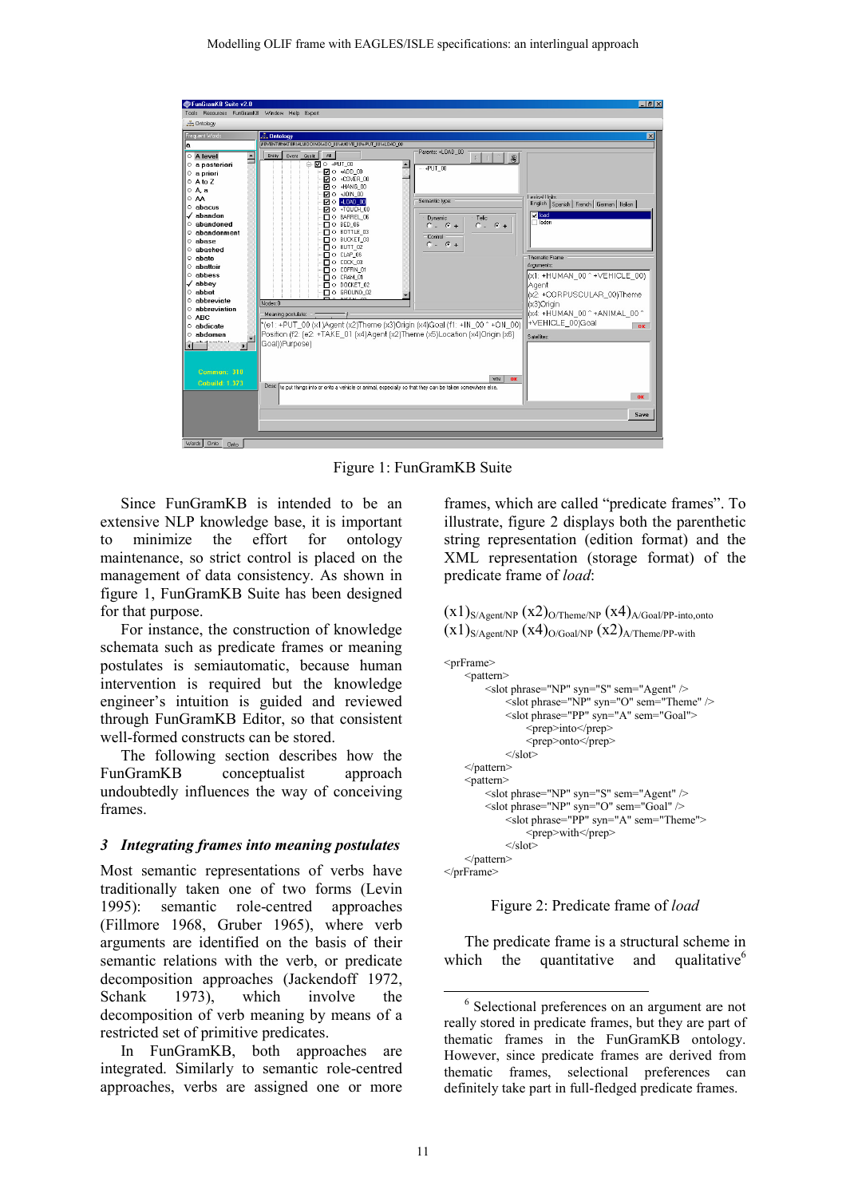Figure 1: FunGramKB Suite

Since FunGramKB is intended to be an extensive NLP knowledge base, it is important to minimize the effort for ontology maintenance, so strict control is placed on the management of data consistency. As shown in figure 1, FunGramKB Suite has been designed for that purpose.

For instance, the construction of knowledge schemata such as predicate frames or meaning postulates is semiautomatic, because human intervention is required but the knowledge engineer's intuition is guided and reviewed through FunGramKB Editor, so that consistent well-formed constructs can be stored.

The following section describes how the FunGramKB conceptualist approach undoubtedly influences the way of conceiving frames.

## 3 Integrating frames into meaning postulates

Most semantic representations of verbs have traditionally taken one of two forms (Levin 1995): semantic role-centred approaches (Fillmore 1968, Gruber 1965), where verb arguments are identified on the basis of their semantic relations with the verb, or predicate decomposition approaches (Jackendoff 1972, Schank 1973), which involve the decomposition of verb meaning by means of a restricted set of primitive predicates.

In FunGramKB, both approaches are integrated. Similarly to semantic role-centred approaches, verbs are assigned one or more frames, which are called "predicate frames". To illustrate, figure 2 displays both the parenthetic string representation (edition format) and the XML representation (storage format) of the predicate frame of *load*:

$(x1)_{S/Agent/NP}$ $(x2)_{O/Theme/NP}$ $(x4)_{A/Goal/PP\text{-}into,onto}$
$(x1)_{S/Agent/NP}$ $(x4)_{O/Goal/NP}$ $(x2)_{A/Theme/PP\text{-}with}$

```
<prFrame>
    <pattern>
        <slot phrase="NP" syn="S" sem="Agent" />
            <slot phrase="NP" syn="O" sem="Theme" />
            <slot phrase="PP" syn="A" sem="Goal">
                <prep>into</prep>
                <prep>onto</prep>
            </slot>
    </pattern>
    <pattern>
        <slot phrase="NP" syn="S" sem="Agent" />
        <slot phrase="NP" syn="O" sem="Goal" />
            <slot phrase="PP" syn="A" sem="Theme">
                <prep>with</prep>
            </slot>
    </pattern>
</prFrame>
```

Figure 2: Predicate frame of *load*

The predicate frame is a structural scheme in which the quantitative and qualitative[6]

[6] Selectional preferences on an argument are not really stored in predicate frames, but they are part of thematic frames in the FunGramKB ontology. However, since predicate frames are derived from thematic frames, selectional preferences can definitely take part in full-fledged predicate frames.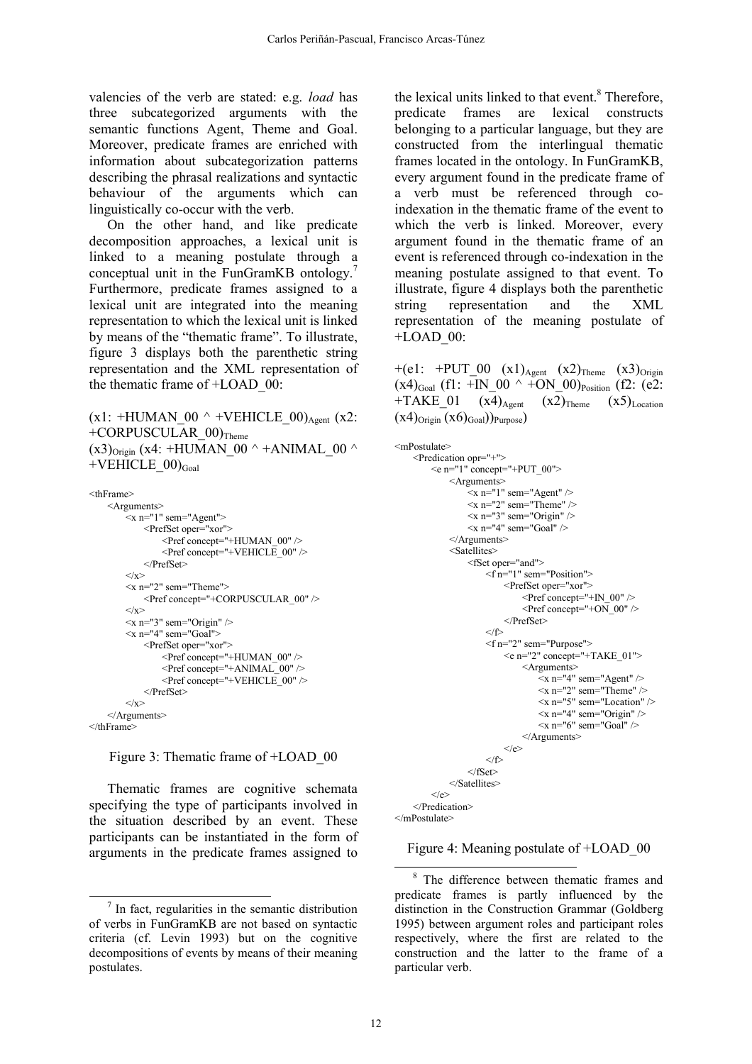valencies of the verb are stated: e.g. *load* has three subcategorized arguments with the semantic functions Agent, Theme and Goal. Moreover, predicate frames are enriched with information about subcategorization patterns describing the phrasal realizations and syntactic behaviour of the arguments which can linguistically co-occur with the verb.

On the other hand, and like predicate decomposition approaches, a lexical unit is linked to a meaning postulate through a conceptual unit in the FunGramKB ontology.[7] Furthermore, predicate frames assigned to a lexical unit are integrated into the meaning representation to which the lexical unit is linked by means of the "thematic frame". To illustrate, figure 3 displays both the parenthetic string representation and the XML representation of the thematic frame of +LOAD_00:

(x1: +HUMAN_00 ^ +VEHICLE_00)$_{Agent}$ (x2: +CORPUSCULAR_00)$_{Theme}$ (x3)$_{Origin}$ (x4: +HUMAN_00 ^ +ANIMAL_00 ^ +VEHICLE_00)$_{Goal}$

```
<thFrame>
    <Arguments>
        <x n="1" sem="Agent">
            <PrefSet oper="xor">
                <Pref concept="+HUMAN_00" />
                <Pref concept="+VEHICLE_00" />
            </PrefSet>
        </x>
        <x n="2" sem="Theme">
            <Pref concept="+CORPUSCULAR_00" />
        </x>
        <x n="3" sem="Origin" />
        <x n="4" sem="Goal">
            <PrefSet oper="xor">
                <Pref concept="+HUMAN_00" />
                <Pref concept="+ANIMAL_00" />
                <Pref concept="+VEHICLE_00" />
            </PrefSet>
        </x>
    </Arguments>
</thFrame>
```

Figure 3: Thematic frame of +LOAD_00

Thematic frames are cognitive schemata specifying the type of participants involved in the situation described by an event. These participants can be instantiated in the form of arguments in the predicate frames assigned to the lexical units linked to that event.[8] Therefore, predicate frames are lexical constructs belonging to a particular language, but they are constructed from the interlingual thematic frames located in the ontology. In FunGramKB, every argument found in the predicate frame of a verb must be referenced through co-indexation in the thematic frame of the event to which the verb is linked. Moreover, every argument found in the thematic frame of an event is referenced through co-indexation in the meaning postulate assigned to that event. To illustrate, figure 4 displays both the parenthetic string representation and the XML representation of the meaning postulate of +LOAD_00:

+(e1: +PUT_00 (x1)$_{Agent}$ (x2)$_{Theme}$ (x3)$_{Origin}$ (x4)$_{Goal}$ (f1: +IN_00 ^ +ON_00)$_{Position}$ (f2: (e2: +TAKE_01 (x4)$_{Agent}$ (x2)$_{Theme}$ (x5)$_{Location}$ (x4)$_{Origin}$ (x6)$_{Goal}$))$_{Purpose}$)

```
<mPostulate>
    <Predication opr="+">
        <e n="1" concept="+PUT_00">
            <Arguments>
                <x n="1" sem="Agent" />
                <x n="2" sem="Theme" />
                <x n="3" sem="Origin" />
                <x n="4" sem="Goal" />
            </Arguments>
            <Satellites>
                <fSet oper="and">
                    <f n="1" sem="Position">
                        <PrefSet oper="xor">
                            <Pref concept="+IN_00" />
                            <Pref concept="+ON_00" />
                        </PrefSet>
                    </f>
                    <f n="2" sem="Purpose">
                        <e n="2" concept="+TAKE_01">
                            <Arguments>
                                <x n="4" sem="Agent" />
                                <x n="2" sem="Theme" />
                                <x n="5" sem="Location" />
                                <x n="4" sem="Origin" />
                                <x n="6" sem="Goal" />
                            </Arguments>
                        </e>
                    </f>
                </fSet>
            </Satellites>
        </e>
    </Predication>
</mPostulate>
```

Figure 4: Meaning postulate of +LOAD_00

[7] In fact, regularities in the semantic distribution of verbs in FunGramKB are not based on syntactic criteria (cf. Levin 1993) but on the cognitive decompositions of events by means of their meaning postulates.

[8] The difference between thematic frames and predicate frames is partly influenced by the distinction in the Construction Grammar (Goldberg 1995) between argument roles and participant roles respectively, where the first are related to the construction and the latter to the frame of a particular verb.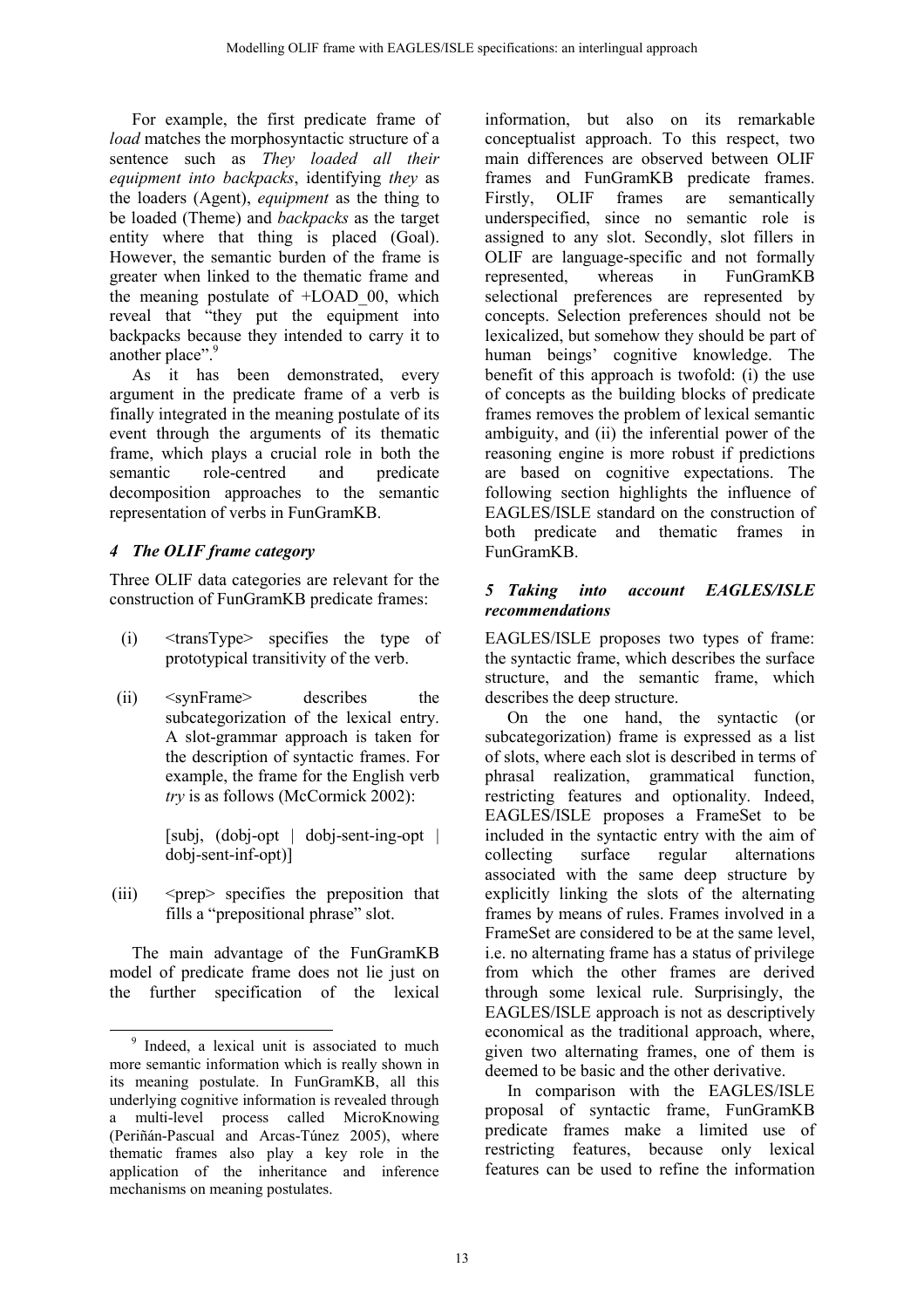For example, the first predicate frame of *load* matches the morphosyntactic structure of a sentence such as *They loaded all their equipment into backpacks*, identifying *they* as the loaders (Agent), *equipment* as the thing to be loaded (Theme) and *backpacks* as the target entity where that thing is placed (Goal). However, the semantic burden of the frame is greater when linked to the thematic frame and the meaning postulate of +LOAD_00, which reveal that "they put the equipment into backpacks because they intended to carry it to another place".[9]

As it has been demonstrated, every argument in the predicate frame of a verb is finally integrated in the meaning postulate of its event through the arguments of its thematic frame, which plays a crucial role in both the semantic role-centred and predicate decomposition approaches to the semantic representation of verbs in FunGramKB.

## 4 The OLIF frame category

Three OLIF data categories are relevant for the construction of FunGramKB predicate frames:

(i) <transType> specifies the type of prototypical transitivity of the verb.

(ii) <synFrame> describes the subcategorization of the lexical entry. A slot-grammar approach is taken for the description of syntactic frames. For example, the frame for the English verb *try* is as follows (McCormick 2002):

[subj, (dobj-opt | dobj-sent-ing-opt | dobj-sent-inf-opt)]

(iii) <prep> specifies the preposition that fills a "prepositional phrase" slot.

The main advantage of the FunGramKB model of predicate frame does not lie just on the further specification of the lexical information, but also on its remarkable conceptualist approach. To this respect, two main differences are observed between OLIF frames and FunGramKB predicate frames. Firstly, OLIF frames are semantically underspecified, since no semantic role is assigned to any slot. Secondly, slot fillers in OLIF are language-specific and not formally represented, whereas in FunGramKB selectional preferences are represented by concepts. Selection preferences should not be lexicalized, but somehow they should be part of human beings' cognitive knowledge. The benefit of this approach is twofold: (i) the use of concepts as the building blocks of predicate frames removes the problem of lexical semantic ambiguity, and (ii) the inferential power of the reasoning engine is more robust if predictions are based on cognitive expectations. The following section highlights the influence of EAGLES/ISLE standard on the construction of both predicate and thematic frames in FunGramKB.

## 5 Taking into account EAGLES/ISLE recommendations

EAGLES/ISLE proposes two types of frame: the syntactic frame, which describes the surface structure, and the semantic frame, which describes the deep structure.

On the one hand, the syntactic (or subcategorization) frame is expressed as a list of slots, where each slot is described in terms of phrasal realization, grammatical function, restricting features and optionality. Indeed, EAGLES/ISLE proposes a FrameSet to be included in the syntactic entry with the aim of collecting surface regular alternations associated with the same deep structure by explicitly linking the slots of the alternating frames by means of rules. Frames involved in a FrameSet are considered to be at the same level, i.e. no alternating frame has a status of privilege from which the other frames are derived through some lexical rule. Surprisingly, the EAGLES/ISLE approach is not as descriptively economical as the traditional approach, where, given two alternating frames, one of them is deemed to be basic and the other derivative.

In comparison with the EAGLES/ISLE proposal of syntactic frame, FunGramKB predicate frames make a limited use of restricting features, because only lexical features can be used to refine the information

---

[9] Indeed, a lexical unit is associated to much more semantic information which is really shown in its meaning postulate. In FunGramKB, all this underlying cognitive information is revealed through a multi-level process called MicroKnowing (Periñán-Pascual and Arcas-Túnez 2005), where thematic frames also play a key role in the application of the inheritance and inference mechanisms on meaning postulates.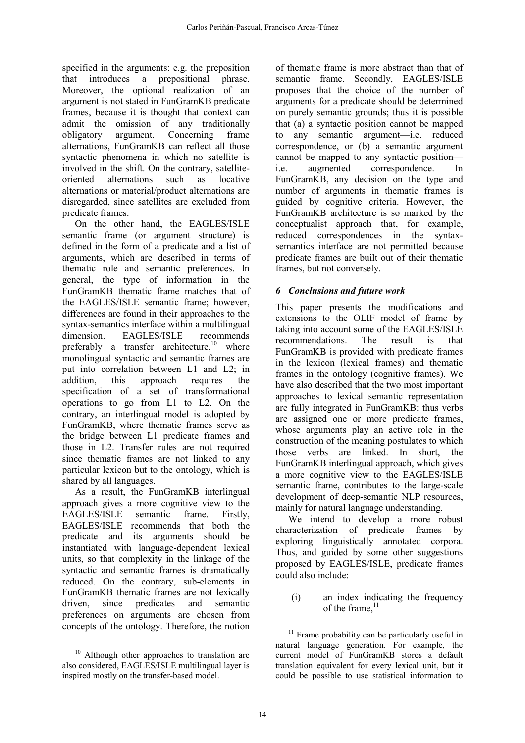specified in the arguments: e.g. the preposition that introduces a prepositional phrase. Moreover, the optional realization of an argument is not stated in FunGramKB predicate frames, because it is thought that context can admit the omission of any traditionally obligatory argument. Concerning frame alternations, FunGramKB can reflect all those syntactic phenomena in which no satellite is involved in the shift. On the contrary, satellite-oriented alternations such as locative alternations or material/product alternations are disregarded, since satellites are excluded from predicate frames.

On the other hand, the EAGLES/ISLE semantic frame (or argument structure) is defined in the form of a predicate and a list of arguments, which are described in terms of thematic role and semantic preferences. In general, the type of information in the FunGramKB thematic frame matches that of the EAGLES/ISLE semantic frame; however, differences are found in their approaches to the syntax-semantics interface within a multilingual dimension. EAGLES/ISLE recommends preferably a transfer architecture,[10] where monolingual syntactic and semantic frames are put into correlation between L1 and L2; in addition, this approach requires the specification of a set of transformational operations to go from L1 to L2. On the contrary, an interlingual model is adopted by FunGramKB, where thematic frames serve as the bridge between L1 predicate frames and those in L2. Transfer rules are not required since thematic frames are not linked to any particular lexicon but to the ontology, which is shared by all languages.

As a result, the FunGramKB interlingual approach gives a more cognitive view to the EAGLES/ISLE semantic frame. Firstly, EAGLES/ISLE recommends that both the predicate and its arguments should be instantiated with language-dependent lexical units, so that complexity in the linkage of the syntactic and semantic frames is dramatically reduced. On the contrary, sub-elements in FunGramKB thematic frames are not lexically driven, since predicates and semantic preferences on arguments are chosen from concepts of the ontology. Therefore, the notion of thematic frame is more abstract than that of semantic frame. Secondly, EAGLES/ISLE proposes that the choice of the number of arguments for a predicate should be determined on purely semantic grounds; thus it is possible that (a) a syntactic position cannot be mapped to any semantic argument—i.e. reduced correspondence, or (b) a semantic argument cannot be mapped to any syntactic position—i.e. augmented correspondence. In FunGramKB, any decision on the type and number of arguments in thematic frames is guided by cognitive criteria. However, the FunGramKB architecture is so marked by the conceptualist approach that, for example, reduced correspondences in the syntax-semantics interface are not permitted because predicate frames are built out of their thematic frames, but not conversely.

## *6 Conclusions and future work*

This paper presents the modifications and extensions to the OLIF model of frame by taking into account some of the EAGLES/ISLE recommendations. The result is that FunGramKB is provided with predicate frames in the lexicon (lexical frames) and thematic frames in the ontology (cognitive frames). We have also described that the two most important approaches to lexical semantic representation are fully integrated in FunGramKB: thus verbs are assigned one or more predicate frames, whose arguments play an active role in the construction of the meaning postulates to which those verbs are linked. In short, the FunGramKB interlingual approach, which gives a more cognitive view to the EAGLES/ISLE semantic frame, contributes to the large-scale development of deep-semantic NLP resources, mainly for natural language understanding.

We intend to develop a more robust characterization of predicate frames by exploring linguistically annotated corpora. Thus, and guided by some other suggestions proposed by EAGLES/ISLE, predicate frames could also include:

(i) an index indicating the frequency of the frame,[11]

---

[10] Although other approaches to translation are also considered, EAGLES/ISLE multilingual layer is inspired mostly on the transfer-based model.

[11] Frame probability can be particularly useful in natural language generation. For example, the current model of FunGramKB stores a default translation equivalent for every lexical unit, but it could be possible to use statistical information to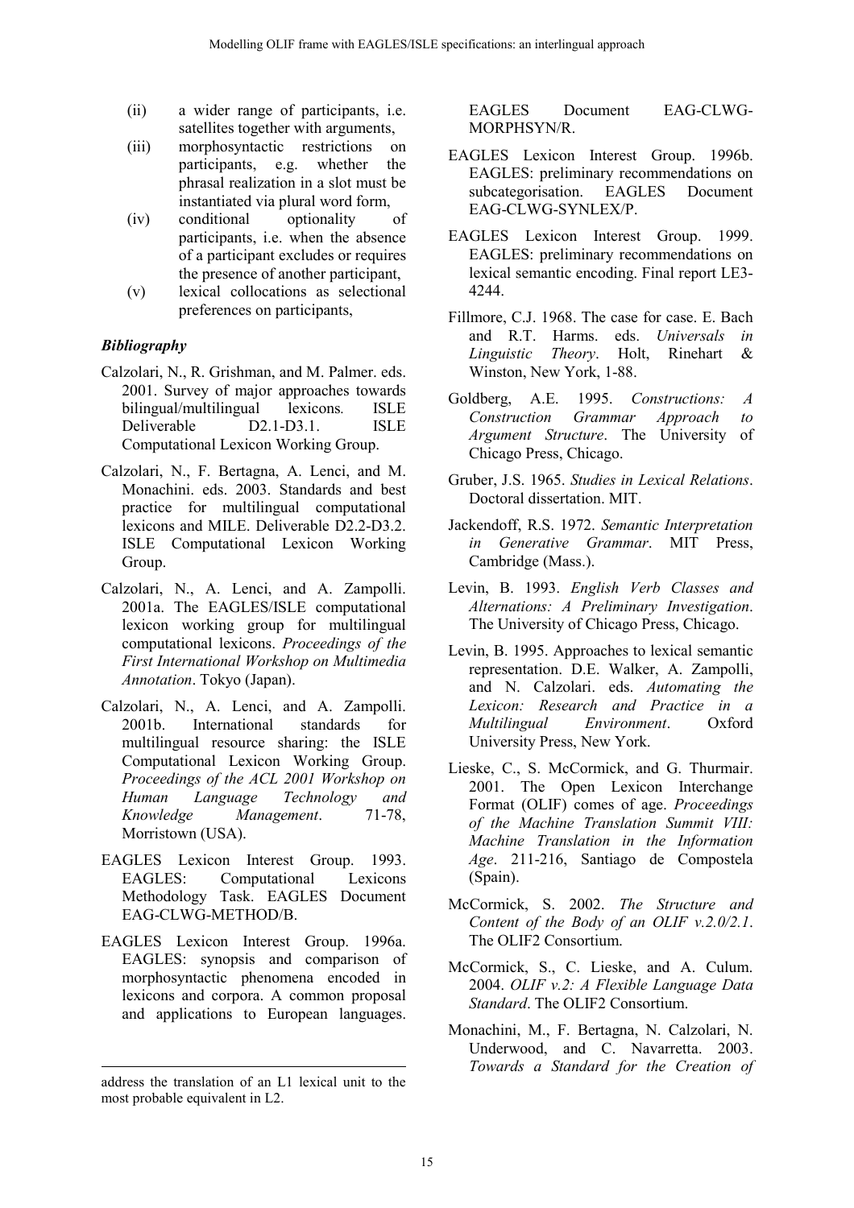(ii) a wider range of participants, i.e. satellites together with arguments,
(iii) morphosyntactic restrictions on participants, e.g. whether the phrasal realization in a slot must be instantiated via plural word form,
(iv) conditional optionality of participants, i.e. when the absence of a participant excludes or requires the presence of another participant,
(v) lexical collocations as selectional preferences on participants,

### *Bibliography*

Calzolari, N., R. Grishman, and M. Palmer. eds. 2001. Survey of major approaches towards bilingual/multilingual lexicons. ISLE Deliverable D2.1-D3.1. ISLE Computational Lexicon Working Group.

Calzolari, N., F. Bertagna, A. Lenci, and M. Monachini. eds. 2003. Standards and best practice for multilingual computational lexicons and MILE. Deliverable D2.2-D3.2. ISLE Computational Lexicon Working Group.

Calzolari, N., A. Lenci, and A. Zampolli. 2001a. The EAGLES/ISLE computational lexicon working group for multilingual computational lexicons. *Proceedings of the First International Workshop on Multimedia Annotation*. Tokyo (Japan).

Calzolari, N., A. Lenci, and A. Zampolli. 2001b. International standards for multilingual resource sharing: the ISLE Computational Lexicon Working Group. *Proceedings of the ACL 2001 Workshop on Human Language Technology and Knowledge Management*. 71-78, Morristown (USA).

EAGLES Lexicon Interest Group. 1993. EAGLES: Computational Lexicons Methodology Task. EAGLES Document EAG-CLWG-METHOD/B.

EAGLES Lexicon Interest Group. 1996a. EAGLES: synopsis and comparison of morphosyntactic phenomena encoded in lexicons and corpora. A common proposal and applications to European languages. EAGLES Document EAG-CLWG-MORPHSYN/R.

EAGLES Lexicon Interest Group. 1996b. EAGLES: preliminary recommendations on subcategorisation. EAGLES Document EAG-CLWG-SYNLEX/P.

EAGLES Lexicon Interest Group. 1999. EAGLES: preliminary recommendations on lexical semantic encoding. Final report LE3-4244.

Fillmore, C.J. 1968. The case for case. E. Bach and R.T. Harms. eds. *Universals in Linguistic Theory*. Holt, Rinehart & Winston, New York, 1-88.

Goldberg, A.E. 1995. *Constructions: A Construction Grammar Approach to Argument Structure*. The University of Chicago Press, Chicago.

Gruber, J.S. 1965. *Studies in Lexical Relations*. Doctoral dissertation. MIT.

Jackendoff, R.S. 1972. *Semantic Interpretation in Generative Grammar*. MIT Press, Cambridge (Mass.).

Levin, B. 1993. *English Verb Classes and Alternations: A Preliminary Investigation*. The University of Chicago Press, Chicago.

Levin, B. 1995. Approaches to lexical semantic representation. D.E. Walker, A. Zampolli, and N. Calzolari. eds. *Automating the Lexicon: Research and Practice in a Multilingual Environment*. Oxford University Press, New York.

Lieske, C., S. McCormick, and G. Thurmair. 2001. The Open Lexicon Interchange Format (OLIF) comes of age. *Proceedings of the Machine Translation Summit VIII: Machine Translation in the Information Age*. 211-216, Santiago de Compostela (Spain).

McCormick, S. 2002. *The Structure and Content of the Body of an OLIF v.2.0/2.1*. The OLIF2 Consortium.

McCormick, S., C. Lieske, and A. Culum. 2004. *OLIF v.2: A Flexible Language Data Standard*. The OLIF2 Consortium.

Monachini, M., F. Bertagna, N. Calzolari, N. Underwood, and C. Navarretta. 2003. *Towards a Standard for the Creation of*

---

address the translation of an L1 lexical unit to the most probable equivalent in L2.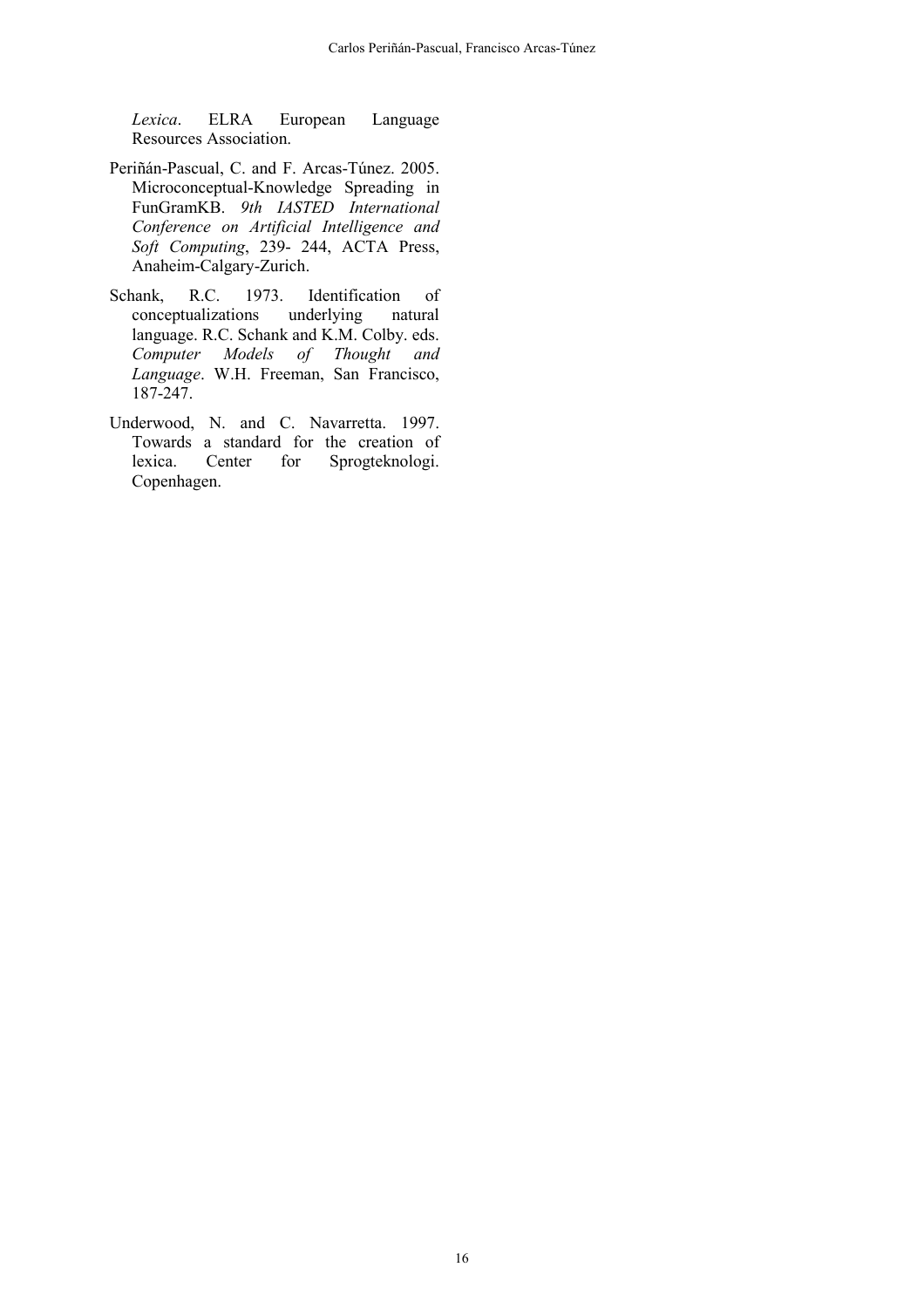*Lexica*. ELRA European Language Resources Association.

Periñán-Pascual, C. and F. Arcas-Túnez. 2005. Microconceptual-Knowledge Spreading in FunGramKB. *9th IASTED International Conference on Artificial Intelligence and Soft Computing*, 239- 244, ACTA Press, Anaheim-Calgary-Zurich.

Schank, R.C. 1973. Identification of conceptualizations underlying natural language. R.C. Schank and K.M. Colby. eds. *Computer Models of Thought and Language*. W.H. Freeman, San Francisco, 187-247.

Underwood, N. and C. Navarretta. 1997. Towards a standard for the creation of lexica. Center for Sprogteknologi. Copenhagen.